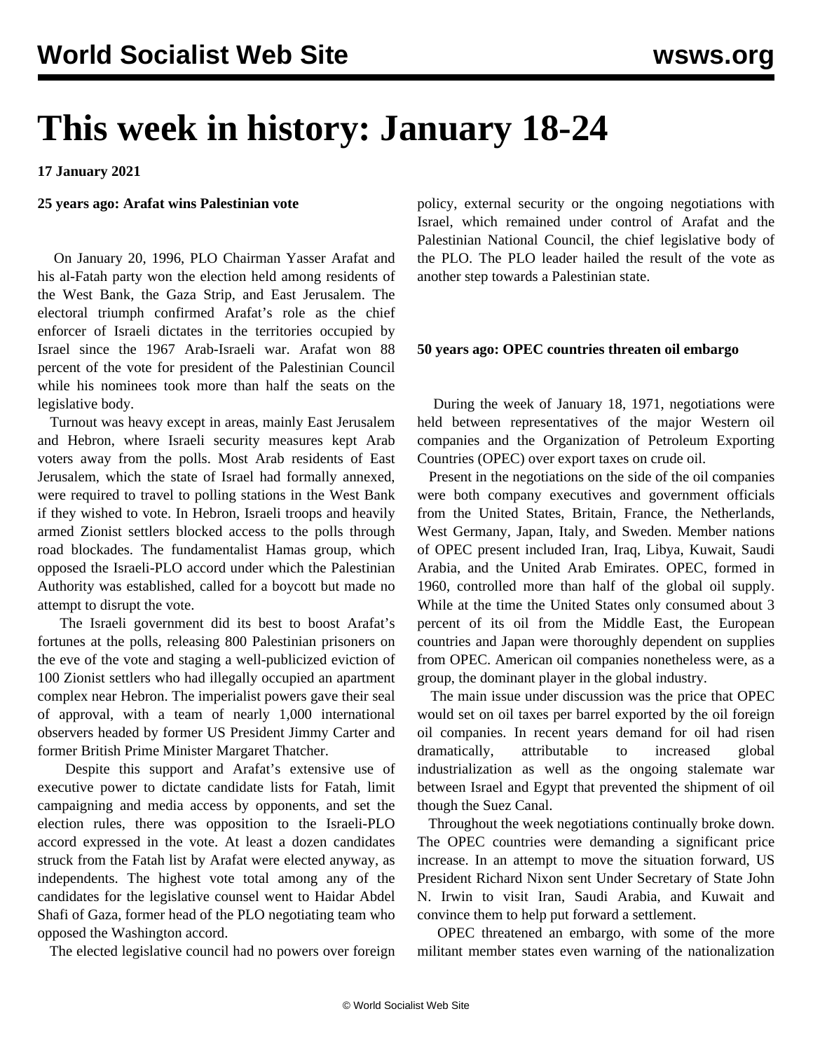# This week in history: January 18-24

**17 January 2021**

**25 years ago: Arafat wins Palestinian vote**

On January 20, 1996, PLO Chairman Yasser Arafat and his al-Fatah party won the election held among residents of the West Bank, the Gaza Strip, and East Jerusalem. The electoral triumph confirmed Arafat's role as the chief enforcer of Israeli dictates in the territories occupied by Israel since the 1967 Arab-Israeli war. Arafat won 88 percent of the vote for president of the Palestinian Council while his nominees took more than half the seats on the legislative body.

Turnout was heavy except in areas, mainly East Jerusalem and Hebron, where Israeli security measures kept Arab voters away from the polls. Most Arab residents of East Jerusalem, which the state of Israel had formally annexed, were required to travel to polling stations in the West Bank if they wished to vote. In Hebron, Israeli troops and heavily armed Zionist settlers blocked access to the polls through road blockades. The fundamentalist Hamas group, which opposed the Israeli-PLO accord under which the Palestinian Authority was established, called for a boycott but made no attempt to disrupt the vote.

The Israeli government did its best to boost Arafat's fortunes at the polls, releasing 800 Palestinian prisoners on the eve of the vote and staging a well-publicized eviction of 100 Zionist settlers who had illegally occupied an apartment complex near Hebron. The imperialist powers gave their seal of approval, with a team of nearly 1,000 international observers headed by former US President Jimmy Carter and former British Prime Minister Margaret Thatcher.

Despite this support and Arafat's extensive use of executive power to dictate candidate lists for Fatah, limit campaigning and media access by opponents, and set the election rules, there was opposition to the Israeli-PLO accord expressed in the vote. At least a dozen candidates struck from the Fatah list by Arafat were elected anyway, as independents. The highest vote total among any of the candidates for the legislative counsel went to Haidar Abdel Shafi of Gaza, former head of the PLO negotiating team who opposed the Washington accord.

The elected legislative council had no powers over foreign policy, external security or the ongoing negotiations with Israel, which remained under control of Arafat and the Palestinian National Council, the chief legislative body of the PLO. The PLO leader hailed the result of the vote as another step towards a Palestinian state.

**50 years ago: OPEC countries threaten oil embargo**

During the week of January 18, 1971, negotiations were held between representatives of the major Western oil companies and the Organization of Petroleum Exporting Countries (OPEC) over export taxes on crude oil.

Present in the negotiations on the side of the oil companies were both company executives and government officials from the United States, Britain, France, the Netherlands, West Germany, Japan, Italy, and Sweden. Member nations of OPEC present included Iran, Iraq, Libya, Kuwait, Saudi Arabia, and the United Arab Emirates. OPEC, formed in 1960, controlled more than half of the global oil supply. While at the time the United States only consumed about 3 percent of its oil from the Middle East, the European countries and Japan were thoroughly dependent on supplies from OPEC. American oil companies nonetheless were, as a group, the dominant player in the global industry.

The main issue under discussion was the price that OPEC would set on oil taxes per barrel exported by the oil foreign oil companies. In recent years demand for oil had risen dramatically, attributable to increased global industrialization as well as the ongoing stalemate war between Israel and Egypt that prevented the shipment of oil though the Suez Canal.

Throughout the week negotiations continually broke down. The OPEC countries were demanding a significant price increase. In an attempt to move the situation forward, US President Richard Nixon sent Under Secretary of State John N. Irwin to visit Iran, Saudi Arabia, and Kuwait and convince them to help put forward a settlement.

OPEC threatened an embargo, with some of the more militant member states even warning of the nationalization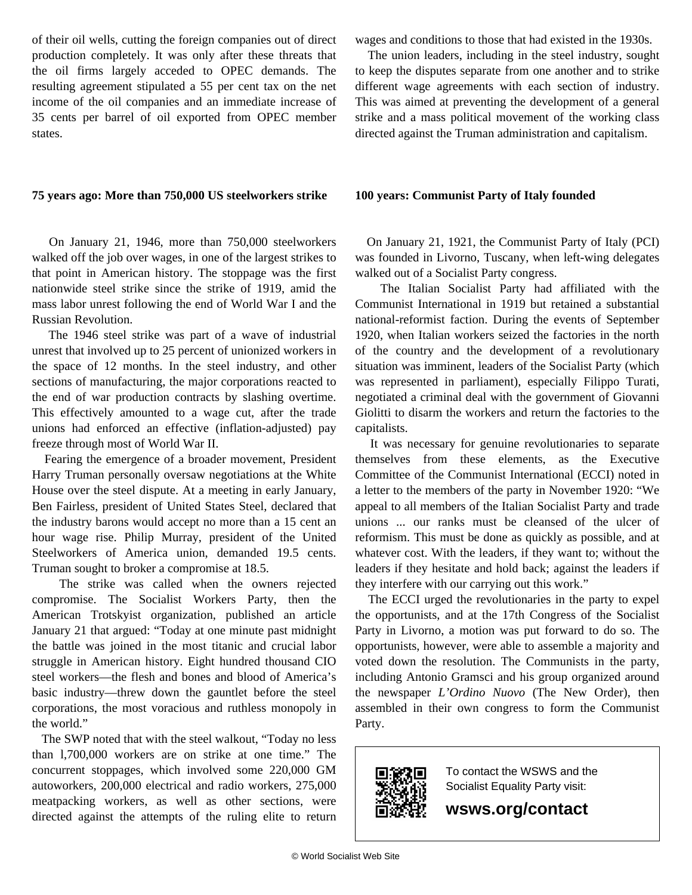of their oil wells, cutting the foreign companies out of direct production completely. It was only after these threats that the oil firms largely acceded to OPEC demands. The resulting agreement stipulated a 55 per cent tax on the net income of the oil companies and an immediate increase of 35 cents per barrel of oil exported from OPEC member states.

**75 years ago: More than 750,000 US steelworkers strike**

On January 21, 1946, more than 750,000 steelworkers walked off the job over wages, in one of the largest strikes to that point in American history. The stoppage was the first nationwide steel strike since the strike of 1919, amid the mass labor unrest following the end of World War I and the Russian Revolution.

The 1946 steel strike was part of a wave of industrial unrest that involved up to 25 percent of unionized workers in the space of 12 months. In the steel industry, and other sections of manufacturing, the major corporations reacted to the end of war production contracts by slashing overtime. This effectively amounted to a wage cut, after the trade unions had enforced an effective (inflation-adjusted) pay freeze through most of World War II.

Fearing the emergence of a broader movement, President Harry Truman personally oversaw negotiations at the White House over the steel dispute. At a meeting in early January, Ben Fairless, president of United States Steel, declared that the industry barons would accept no more than a 15 cent an hour wage rise. Philip Murray, president of the United Steelworkers of America union, demanded 19.5 cents. Truman sought to broker a compromise at 18.5.

The strike was called when the owners rejected compromise. The Socialist Workers Party, then the American Trotskyist organization, published an article January 21 that argued: "Today at one minute past midnight the battle was joined in the most titanic and crucial labor struggle in American history. Eight hundred thousand CIO steel workers—the flesh and bones and blood of America's basic industry—threw down the gauntlet before the steel corporations, the most voracious and ruthless monopoly in the world."

The SWP noted that with the steel walkout, "Today no less than l,700,000 workers are on strike at one time." The concurrent stoppages, which involved some 220,000 GM autoworkers, 200,000 electrical and radio workers, 275,000 meatpacking workers, as well as other sections, were directed against the attempts of the ruling elite to return wages and conditions to those that had existed in the 1930s.

The union leaders, including in the steel industry, sought to keep the disputes separate from one another and to strike different wage agreements with each section of industry. This was aimed at preventing the development of a general strike and a mass political movement of the working class directed against the Truman administration and capitalism.

**100 years: Communist Party of Italy founded**

On January 21, 1921, the Communist Party of Italy (PCI) was founded in Livorno, Tuscany, when left-wing delegates walked out of a Socialist Party congress.

The Italian Socialist Party had affiliated with the Communist International in 1919 but retained a substantial national-reformist faction. During the events of September 1920, when Italian workers seized the factories in the north of the country and the development of a revolutionary situation was imminent, leaders of the Socialist Party (which was represented in parliament), especially Filippo Turati, negotiated a criminal deal with the government of Giovanni Giolitti to disarm the workers and return the factories to the capitalists.

It was necessary for genuine revolutionaries to separate themselves from these elements, as the Executive Committee of the Communist International (ECCI) noted in a letter to the members of the party in November 1920: "We appeal to all members of the Italian Socialist Party and trade unions ... our ranks must be cleansed of the ulcer of reformism. This must be done as quickly as possible, and at whatever cost. With the leaders, if they want to; without the leaders if they hesitate and hold back; against the leaders if they interfere with our carrying out this work."

The ECCI urged the revolutionaries in the party to expel the opportunists, and at the 17th Congress of the Socialist Party in Livorno, a motion was put forward to do so. The opportunists, however, were able to assemble a majority and voted down the resolution. The Communists in the party, including Antonio Gramsci and his group organized around the newspaper *L'Ordino Nuovo* (The New Order), then assembled in their own congress to form the Communist Party.

To contact the WSWS and the Socialist Equality Party visit:

**wsws.org/contact**